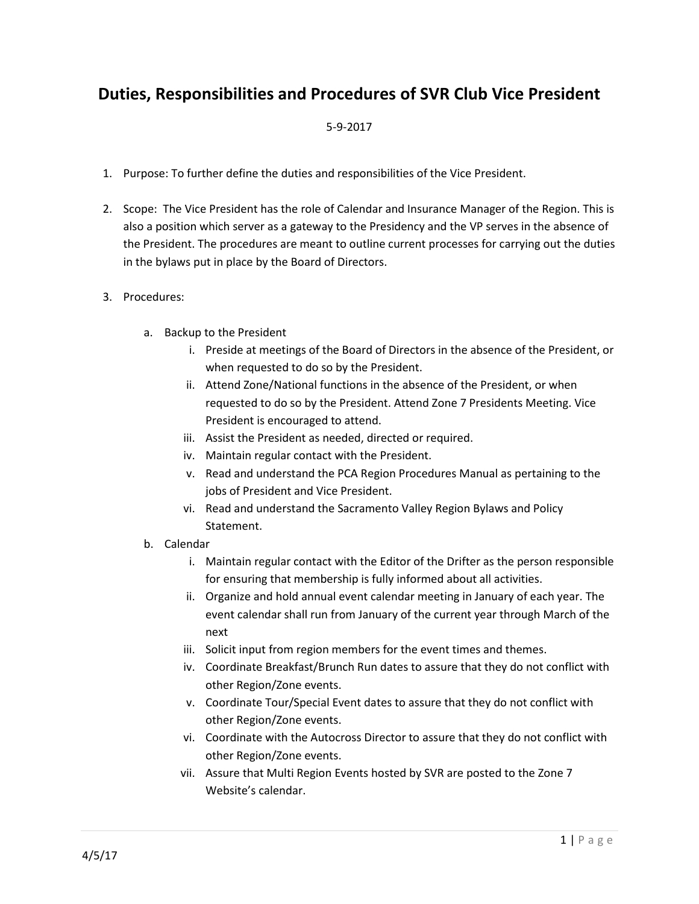# Duties, Responsibilities and Procedures of SVR Club Vice President

5-9-2017

1. Purpose: To further define the duties and responsibilities of the Vice President.

2. Scope: The Vice President has the role of Calendar and Insurance Manager of the Region. This is also a position which server as a gateway to the Presidency and the VP serves in the absence of the President. The procedures are meant to outline current processes for carrying out the duties in the bylaws put in place by the Board of Directors.

3. Procedures:

   a. Backup to the President
      i. Preside at meetings of the Board of Directors in the absence of the President, or when requested to do so by the President.
      ii. Attend Zone/National functions in the absence of the President, or when requested to do so by the President. Attend Zone 7 Presidents Meeting. Vice President is encouraged to attend.
      iii. Assist the President as needed, directed or required.
      iv. Maintain regular contact with the President.
      v. Read and understand the PCA Region Procedures Manual as pertaining to the jobs of President and Vice President.
      vi. Read and understand the Sacramento Valley Region Bylaws and Policy Statement.

   b. Calendar
      i. Maintain regular contact with the Editor of the Drifter as the person responsible for ensuring that membership is fully informed about all activities.
      ii. Organize and hold annual event calendar meeting in January of each year. The event calendar shall run from January of the current year through March of the next
      iii. Solicit input from region members for the event times and themes.
      iv. Coordinate Breakfast/Brunch Run dates to assure that they do not conflict with other Region/Zone events.
      v. Coordinate Tour/Special Event dates to assure that they do not conflict with other Region/Zone events.
      vi. Coordinate with the Autocross Director to assure that they do not conflict with other Region/Zone events.
      vii. Assure that Multi Region Events hosted by SVR are posted to the Zone 7 Website's calendar.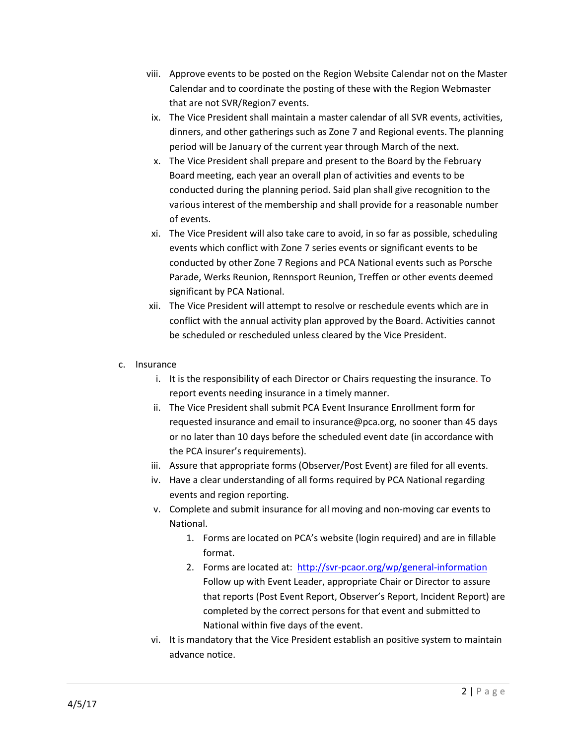viii. Approve events to be posted on the Region Website Calendar not on the Master Calendar and to coordinate the posting of these with the Region Webmaster that are not SVR/Region7 events.

ix. The Vice President shall maintain a master calendar of all SVR events, activities, dinners, and other gatherings such as Zone 7 and Regional events. The planning period will be January of the current year through March of the next.

x. The Vice President shall prepare and present to the Board by the February Board meeting, each year an overall plan of activities and events to be conducted during the planning period. Said plan shall give recognition to the various interest of the membership and shall provide for a reasonable number of events.

xi. The Vice President will also take care to avoid, in so far as possible, scheduling events which conflict with Zone 7 series events or significant events to be conducted by other Zone 7 Regions and PCA National events such as Porsche Parade, Werks Reunion, Rennsport Reunion, Treffen or other events deemed significant by PCA National.

xii. The Vice President will attempt to resolve or reschedule events which are in conflict with the annual activity plan approved by the Board. Activities cannot be scheduled or rescheduled unless cleared by the Vice President.

c. Insurance

i. It is the responsibility of each Director or Chairs requesting the insurance. To report events needing insurance in a timely manner.

ii. The Vice President shall submit PCA Event Insurance Enrollment form for requested insurance and email to insurance@pca.org, no sooner than 45 days or no later than 10 days before the scheduled event date (in accordance with the PCA insurer's requirements).

iii. Assure that appropriate forms (Observer/Post Event) are filed for all events.

iv. Have a clear understanding of all forms required by PCA National regarding events and region reporting.

v. Complete and submit insurance for all moving and non-moving car events to National.

1. Forms are located on PCA's website (login required) and are in fillable format.
2. Forms are located at: [http://svr-pcaor.org/wp/general-information](http://svr-pcaor.org/wp/general-information) Follow up with Event Leader, appropriate Chair or Director to assure that reports (Post Event Report, Observer's Report, Incident Report) are completed by the correct persons for that event and submitted to National within five days of the event.

vi. It is mandatory that the Vice President establish an positive system to maintain advance notice.

4/5/17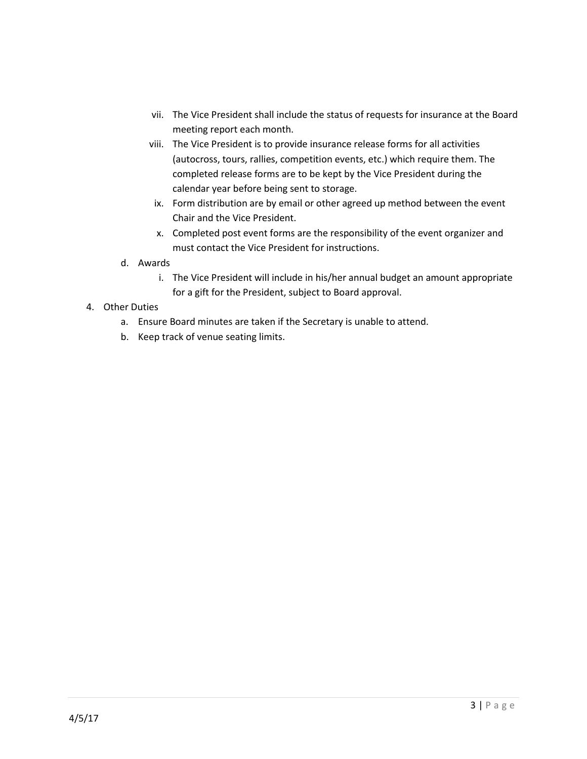vii. The Vice President shall include the status of requests for insurance at the Board meeting report each month.

viii. The Vice President is to provide insurance release forms for all activities (autocross, tours, rallies, competition events, etc.) which require them. The completed release forms are to be kept by the Vice President during the calendar year before being sent to storage.

ix. Form distribution are by email or other agreed up method between the event Chair and the Vice President.

x. Completed post event forms are the responsibility of the event organizer and must contact the Vice President for instructions.

d. Awards

i. The Vice President will include in his/her annual budget an amount appropriate for a gift for the President, subject to Board approval.

4. Other Duties
   a. Ensure Board minutes are taken if the Secretary is unable to attend.
   b. Keep track of venue seating limits.

4/5/17